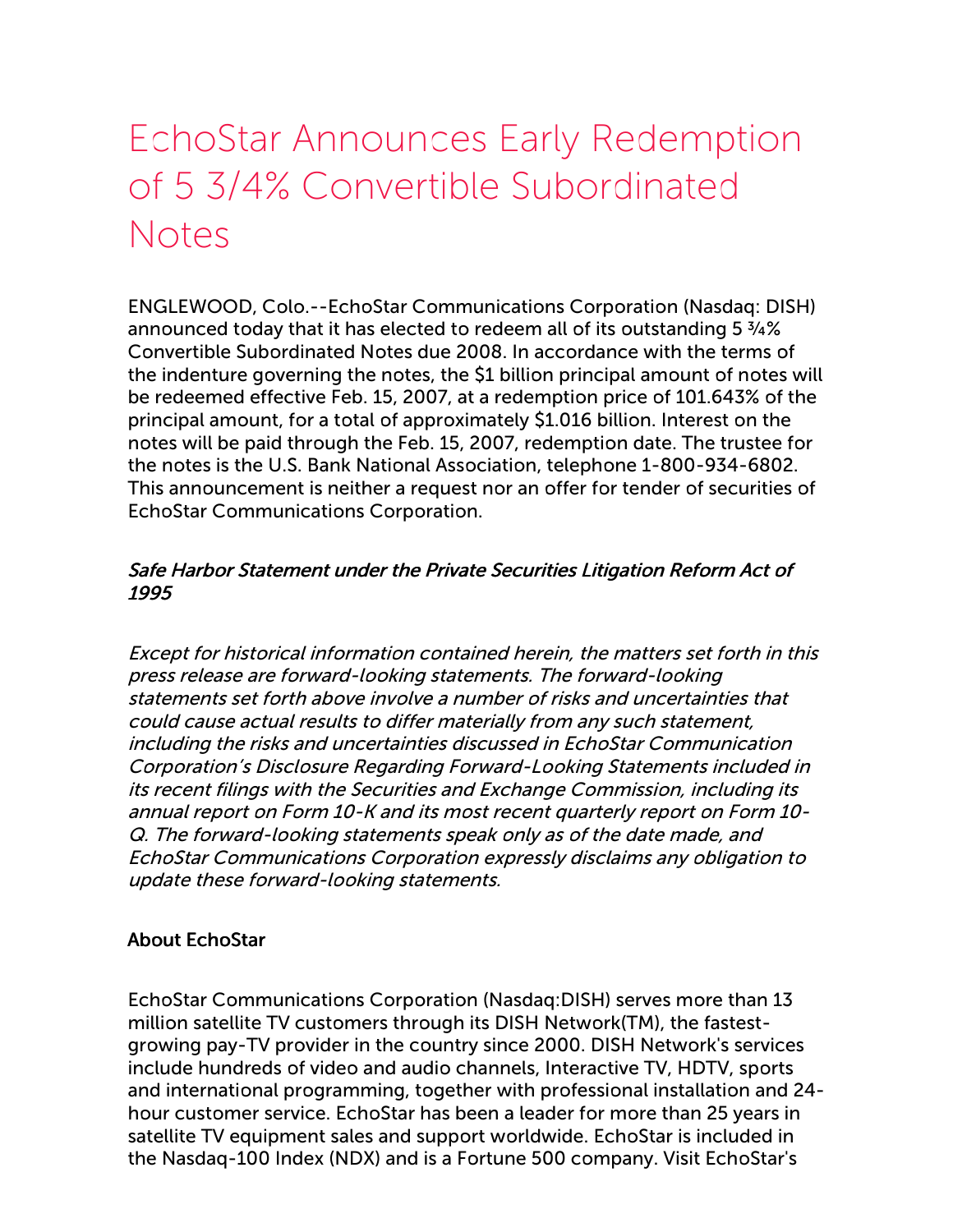# EchoStar Announces Early Redemption of 5 3/4% Convertible Subordinated Notes

ENGLEWOOD, Colo.--EchoStar Communications Corporation (Nasdaq: DISH) announced today that it has elected to redeem all of its outstanding 5 ¾% Convertible Subordinated Notes due 2008. In accordance with the terms of the indenture governing the notes, the $1 billion principal amount of notes will be redeemed effective Feb. 15, 2007, at a redemption price of 101.643% of the principal amount, for a total of approximately $1.016 billion. Interest on the notes will be paid through the Feb. 15, 2007, redemption date. The trustee for the notes is the U.S. Bank National Association, telephone 1-800-934-6802. This announcement is neither a request nor an offer for tender of securities of EchoStar Communications Corporation.

***Safe Harbor Statement under the Private Securities Litigation Reform Act of 1995***

*Except for historical information contained herein, the matters set forth in this press release are forward-looking statements. The forward-looking statements set forth above involve a number of risks and uncertainties that could cause actual results to differ materially from any such statement, including the risks and uncertainties discussed in EchoStar Communication Corporation's Disclosure Regarding Forward-Looking Statements included in its recent filings with the Securities and Exchange Commission, including its annual report on Form 10-K and its most recent quarterly report on Form 10-Q. The forward-looking statements speak only as of the date made, and EchoStar Communications Corporation expressly disclaims any obligation to update these forward-looking statements.*

**About EchoStar**

EchoStar Communications Corporation (Nasdaq:DISH) serves more than 13 million satellite TV customers through its DISH Network(TM), the fastest-growing pay-TV provider in the country since 2000. DISH Network's services include hundreds of video and audio channels, Interactive TV, HDTV, sports and international programming, together with professional installation and 24-hour customer service. EchoStar has been a leader for more than 25 years in satellite TV equipment sales and support worldwide. EchoStar is included in the Nasdaq-100 Index (NDX) and is a Fortune 500 company. Visit EchoStar's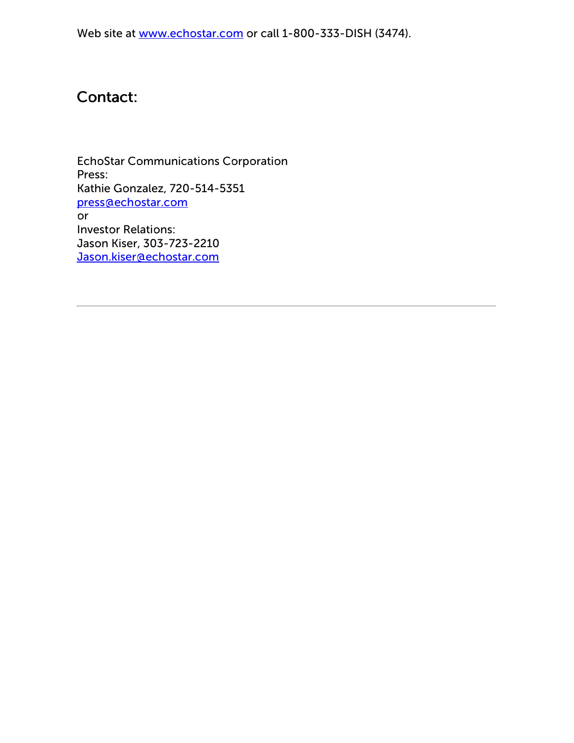Web site at www.echostar.com or call 1-800-333-DISH (3474).

## Contact:

EchoStar Communications Corporation
Press:
Kathie Gonzalez, 720-514-5351
press@echostar.com
or
Investor Relations:
Jason Kiser, 303-723-2210
Jason.kiser@echostar.com

---